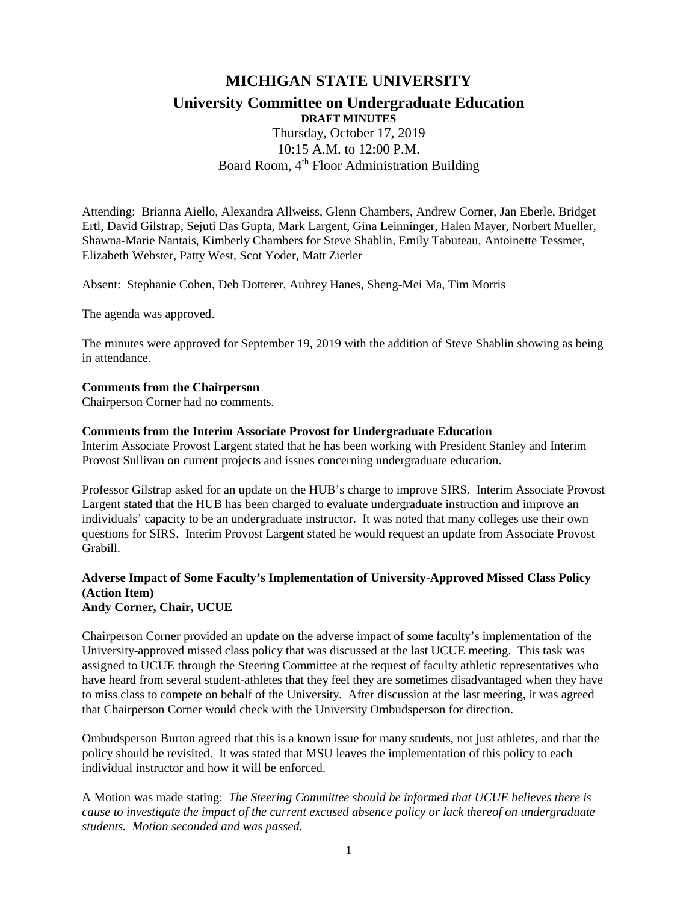# MICHIGAN STATE UNIVERSITY

## University Committee on Undergraduate Education

**DRAFT MINUTES**

Thursday, October 17, 2019
10:15 A.M. to 12:00 P.M.
Board Room, 4th Floor Administration Building

Attending: Brianna Aiello, Alexandra Allweiss, Glenn Chambers, Andrew Corner, Jan Eberle, Bridget Ertl, David Gilstrap, Sejuti Das Gupta, Mark Largent, Gina Leinninger, Halen Mayer, Norbert Mueller, Shawna-Marie Nantais, Kimberly Chambers for Steve Shablin, Emily Tabuteau, Antoinette Tessmer, Elizabeth Webster, Patty West, Scot Yoder, Matt Zierler

Absent: Stephanie Cohen, Deb Dotterer, Aubrey Hanes, Sheng-Mei Ma, Tim Morris

The agenda was approved.

The minutes were approved for September 19, 2019 with the addition of Steve Shablin showing as being in attendance.

**Comments from the Chairperson**
Chairperson Corner had no comments.

**Comments from the Interim Associate Provost for Undergraduate Education**
Interim Associate Provost Largent stated that he has been working with President Stanley and Interim Provost Sullivan on current projects and issues concerning undergraduate education.

Professor Gilstrap asked for an update on the HUB's charge to improve SIRS. Interim Associate Provost Largent stated that the HUB has been charged to evaluate undergraduate instruction and improve an individuals' capacity to be an undergraduate instructor. It was noted that many colleges use their own questions for SIRS. Interim Provost Largent stated he would request an update from Associate Provost Grabill.

**Adverse Impact of Some Faculty's Implementation of University-Approved Missed Class Policy (Action Item)**
**Andy Corner, Chair, UCUE**

Chairperson Corner provided an update on the adverse impact of some faculty's implementation of the University-approved missed class policy that was discussed at the last UCUE meeting. This task was assigned to UCUE through the Steering Committee at the request of faculty athletic representatives who have heard from several student-athletes that they feel they are sometimes disadvantaged when they have to miss class to compete on behalf of the University. After discussion at the last meeting, it was agreed that Chairperson Corner would check with the University Ombudsperson for direction.

Ombudsperson Burton agreed that this is a known issue for many students, not just athletes, and that the policy should be revisited. It was stated that MSU leaves the implementation of this policy to each individual instructor and how it will be enforced.

A Motion was made stating: *The Steering Committee should be informed that UCUE believes there is cause to investigate the impact of the current excused absence policy or lack thereof on undergraduate students. Motion seconded and was passed.*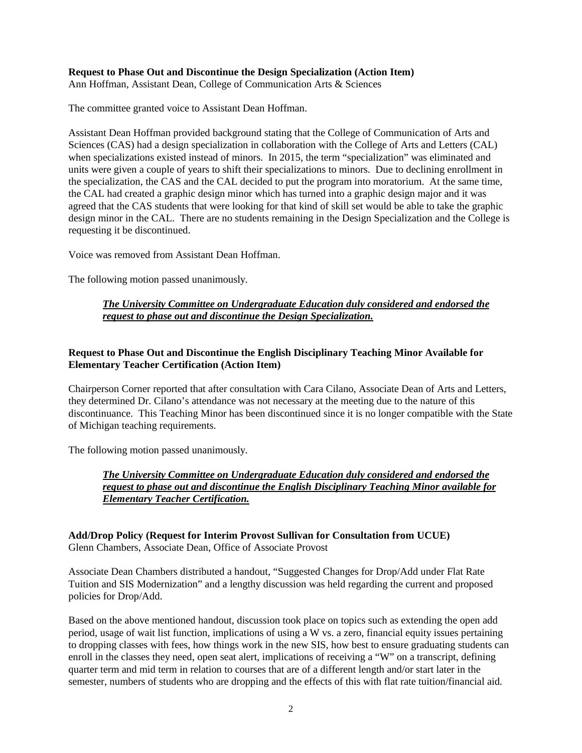**Request to Phase Out and Discontinue the Design Specialization (Action Item)**
Ann Hoffman, Assistant Dean, College of Communication Arts & Sciences

The committee granted voice to Assistant Dean Hoffman.

Assistant Dean Hoffman provided background stating that the College of Communication of Arts and Sciences (CAS) had a design specialization in collaboration with the College of Arts and Letters (CAL) when specializations existed instead of minors. In 2015, the term "specialization" was eliminated and units were given a couple of years to shift their specializations to minors. Due to declining enrollment in the specialization, the CAS and the CAL decided to put the program into moratorium. At the same time, the CAL had created a graphic design minor which has turned into a graphic design major and it was agreed that the CAS students that were looking for that kind of skill set would be able to take the graphic design minor in the CAL. There are no students remaining in the Design Specialization and the College is requesting it be discontinued.

Voice was removed from Assistant Dean Hoffman.

The following motion passed unanimously.

> ***<u>The University Committee on Undergraduate Education duly considered and endorsed the request to phase out and discontinue the Design Specialization.</u>***

**Request to Phase Out and Discontinue the English Disciplinary Teaching Minor Available for Elementary Teacher Certification (Action Item)**

Chairperson Corner reported that after consultation with Cara Cilano, Associate Dean of Arts and Letters, they determined Dr. Cilano's attendance was not necessary at the meeting due to the nature of this discontinuance. This Teaching Minor has been discontinued since it is no longer compatible with the State of Michigan teaching requirements.

The following motion passed unanimously.

> ***<u>The University Committee on Undergraduate Education duly considered and endorsed the request to phase out and discontinue the English Disciplinary Teaching Minor available for Elementary Teacher Certification.</u>***

**Add/Drop Policy (Request for Interim Provost Sullivan for Consultation from UCUE)**
Glenn Chambers, Associate Dean, Office of Associate Provost

Associate Dean Chambers distributed a handout, "Suggested Changes for Drop/Add under Flat Rate Tuition and SIS Modernization" and a lengthy discussion was held regarding the current and proposed policies for Drop/Add.

Based on the above mentioned handout, discussion took place on topics such as extending the open add period, usage of wait list function, implications of using a W vs. a zero, financial equity issues pertaining to dropping classes with fees, how things work in the new SIS, how best to ensure graduating students can enroll in the classes they need, open seat alert, implications of receiving a "W" on a transcript, defining quarter term and mid term in relation to courses that are of a different length and/or start later in the semester, numbers of students who are dropping and the effects of this with flat rate tuition/financial aid.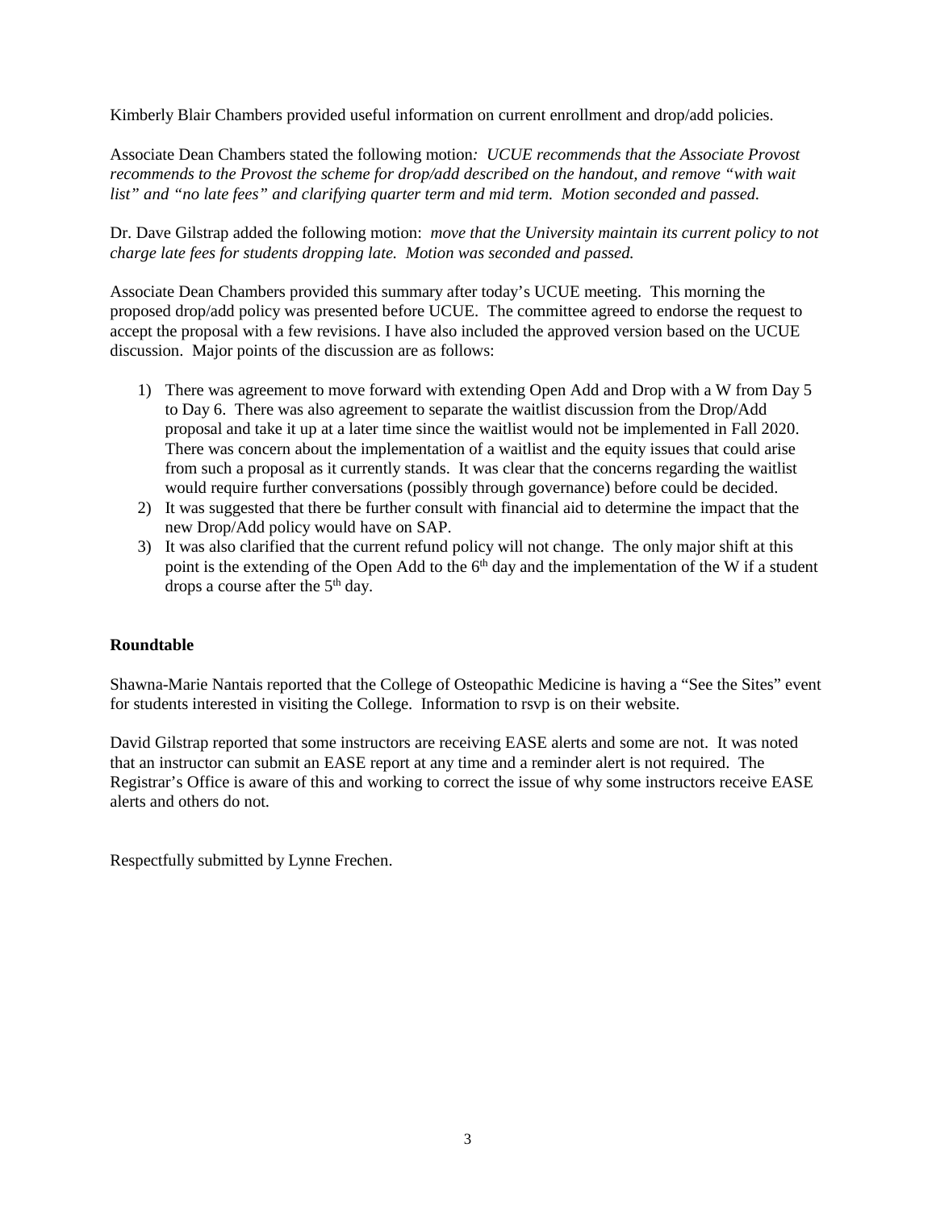Kimberly Blair Chambers provided useful information on current enrollment and drop/add policies.

Associate Dean Chambers stated the following motion*: UCUE recommends that the Associate Provost recommends to the Provost the scheme for drop/add described on the handout, and remove "with wait list" and "no late fees" and clarifying quarter term and mid term. Motion seconded and passed.*

Dr. Dave Gilstrap added the following motion: *move that the University maintain its current policy to not charge late fees for students dropping late. Motion was seconded and passed.*

Associate Dean Chambers provided this summary after today's UCUE meeting. This morning the proposed drop/add policy was presented before UCUE. The committee agreed to endorse the request to accept the proposal with a few revisions. I have also included the approved version based on the UCUE discussion. Major points of the discussion are as follows:

1) There was agreement to move forward with extending Open Add and Drop with a W from Day 5 to Day 6. There was also agreement to separate the waitlist discussion from the Drop/Add proposal and take it up at a later time since the waitlist would not be implemented in Fall 2020. There was concern about the implementation of a waitlist and the equity issues that could arise from such a proposal as it currently stands. It was clear that the concerns regarding the waitlist would require further conversations (possibly through governance) before could be decided.
2) It was suggested that there be further consult with financial aid to determine the impact that the new Drop/Add policy would have on SAP.
3) It was also clarified that the current refund policy will not change. The only major shift at this point is the extending of the Open Add to the 6th day and the implementation of the W if a student drops a course after the 5th day.

**Roundtable**

Shawna-Marie Nantais reported that the College of Osteopathic Medicine is having a "See the Sites" event for students interested in visiting the College. Information to rsvp is on their website.

David Gilstrap reported that some instructors are receiving EASE alerts and some are not. It was noted that an instructor can submit an EASE report at any time and a reminder alert is not required. The Registrar's Office is aware of this and working to correct the issue of why some instructors receive EASE alerts and others do not.

Respectfully submitted by Lynne Frechen.